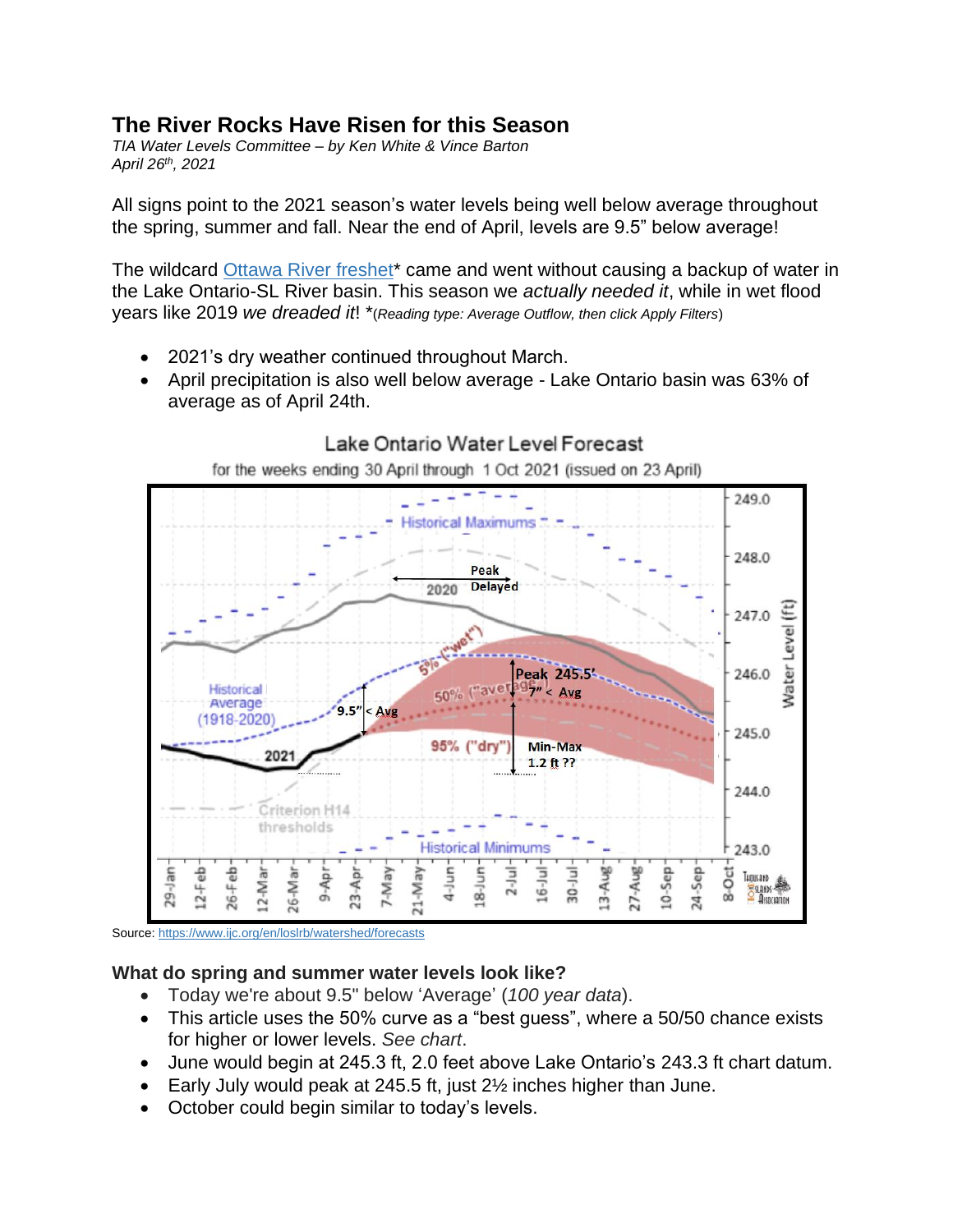## The River Rocks Have Risen for this Season

*TIA Water Levels Committee – by Ken White & Vince Barton*
*April 26th, 2021*

All signs point to the 2021 season's water levels being well below average throughout the spring, summer and fall. Near the end of April, levels are 9.5" below average!

The wildcard [Ottawa River freshet](#)* came and went without causing a backup of water in the Lake Ontario-SL River basin. This season we *actually needed it*, while in wet flood years like 2019 *we dreaded it*! *(*Reading type: Average Outflow, then click Apply Filters*)

- 2021's dry weather continued throughout March.
- April precipitation is also well below average - Lake Ontario basin was 63% of average as of April 24th.

Source: https://www.ijc.org/en/loslrb/watershed/forecasts

### What do spring and summer water levels look like?

- Today we're about 9.5" below 'Average' (*100 year data*).
- This article uses the 50% curve as a "best guess", where a 50/50 chance exists for higher or lower levels. *See chart*.
- June would begin at 245.3 ft, 2.0 feet above Lake Ontario's 243.3 ft chart datum.
- Early July would peak at 245.5 ft, just 2½ inches higher than June.
- October could begin similar to today's levels.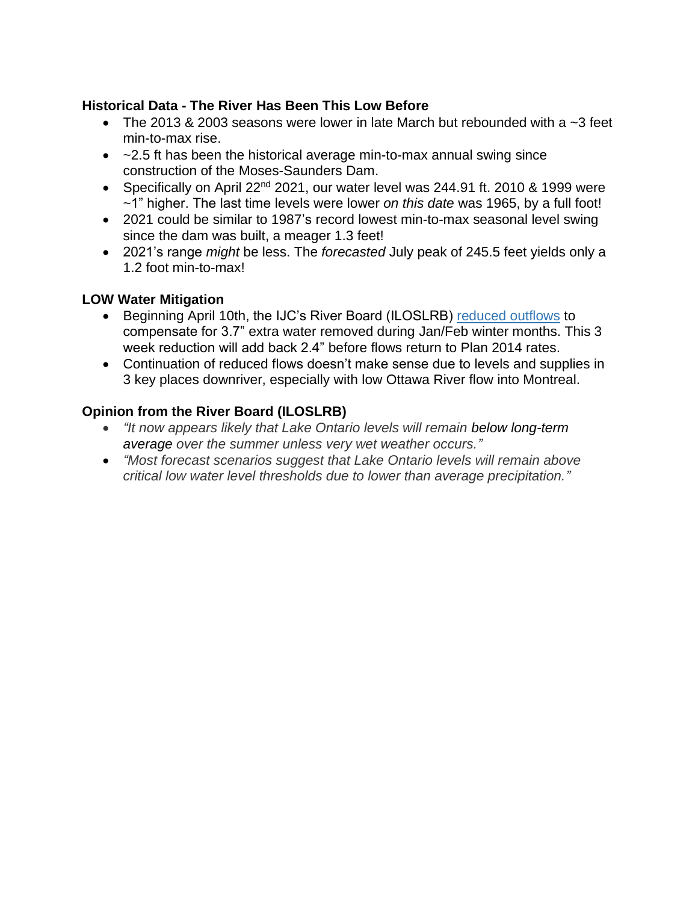### Historical Data - The River Has Been This Low Before

- The 2013 & 2003 seasons were lower in late March but rebounded with a ~3 feet min-to-max rise.
- ~2.5 ft has been the historical average min-to-max annual swing since construction of the Moses-Saunders Dam.
- Specifically on April 22$^{nd}$ 2021, our water level was 244.91 ft. 2010 & 1999 were ~1" higher. The last time levels were lower *on this date* was 1965, by a full foot!
- 2021 could be similar to 1987's record lowest min-to-max seasonal level swing since the dam was built, a meager 1.3 feet!
- 2021's range *might* be less. The *forecasted* July peak of 245.5 feet yields only a 1.2 foot min-to-max!

### LOW Water Mitigation

- Beginning April 10th, the IJC's River Board (ILOSLRB) reduced outflows to compensate for 3.7" extra water removed during Jan/Feb winter months. This 3 week reduction will add back 2.4" before flows return to Plan 2014 rates.
- Continuation of reduced flows doesn't make sense due to levels and supplies in 3 key places downriver, especially with low Ottawa River flow into Montreal.

### Opinion from the River Board (ILOSLRB)

- *"It now appears likely that Lake Ontario levels will remain* below long-term average *over the summer unless very wet weather occurs."*
- *"Most forecast scenarios suggest that Lake Ontario levels will remain above critical low water level thresholds due to lower than average precipitation."*